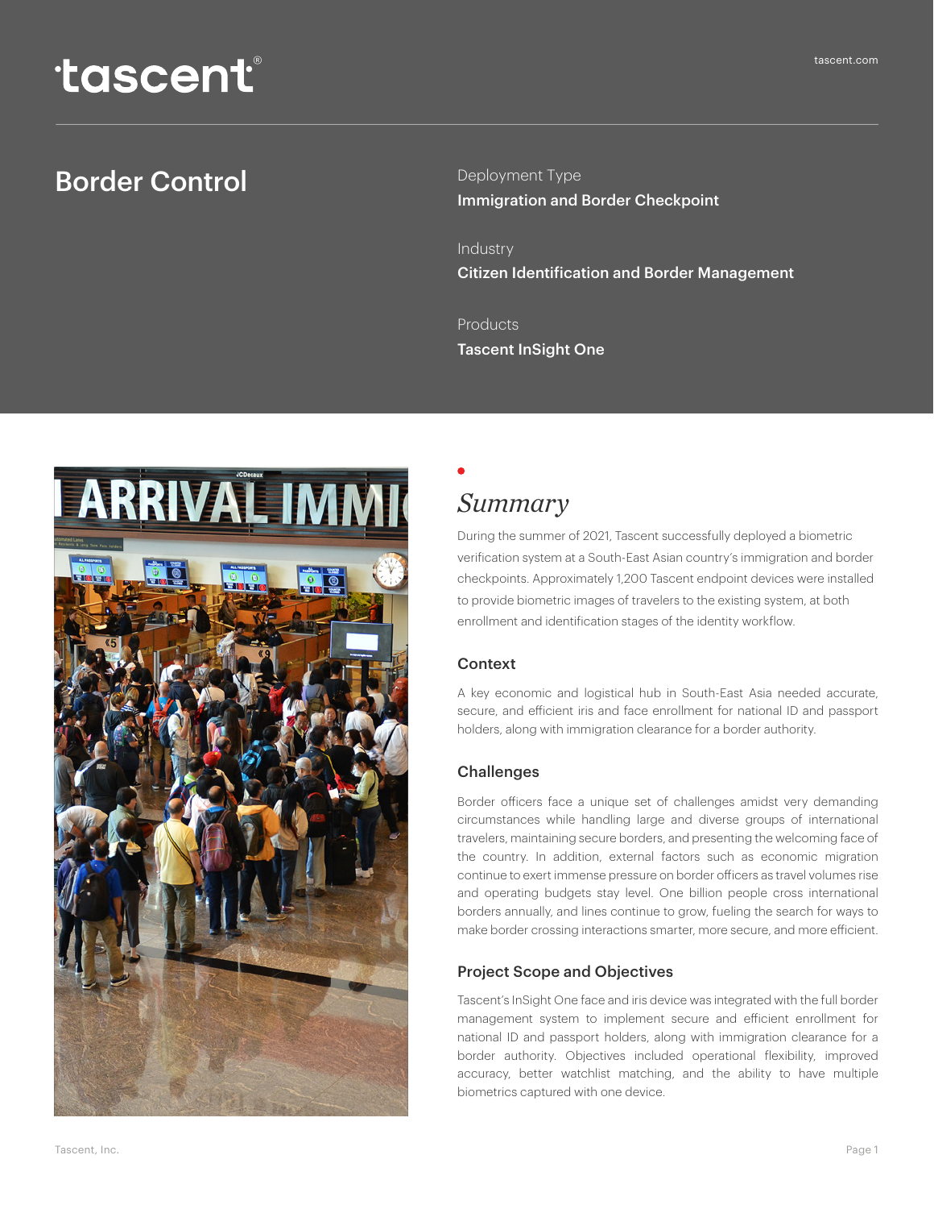# Border Control

Deployment Type

**Immigration and Border Checkpoint**

Industry

**Citizen Identification and Border Management**

Products

**Tascent InSight One**

## *Summary*

During the summer of 2021, Tascent successfully deployed a biometric verification system at a South-East Asian country's immigration and border checkpoints. Approximately 1,200 Tascent endpoint devices were installed to provide biometric images of travelers to the existing system, at both enrollment and identification stages of the identity workflow.

### Context

A key economic and logistical hub in South-East Asia needed accurate, secure, and efficient iris and face enrollment for national ID and passport holders, along with immigration clearance for a border authority.

### Challenges

Border officers face a unique set of challenges amidst very demanding circumstances while handling large and diverse groups of international travelers, maintaining secure borders, and presenting the welcoming face of the country. In addition, external factors such as economic migration continue to exert immense pressure on border officers as travel volumes rise and operating budgets stay level. One billion people cross international borders annually, and lines continue to grow, fueling the search for ways to make border crossing interactions smarter, more secure, and more efficient.

### Project Scope and Objectives

Tascent's InSight One face and iris device was integrated with the full border management system to implement secure and efficient enrollment for national ID and passport holders, along with immigration clearance for a border authority. Objectives included operational flexibility, improved accuracy, better watchlist matching, and the ability to have multiple biometrics captured with one device.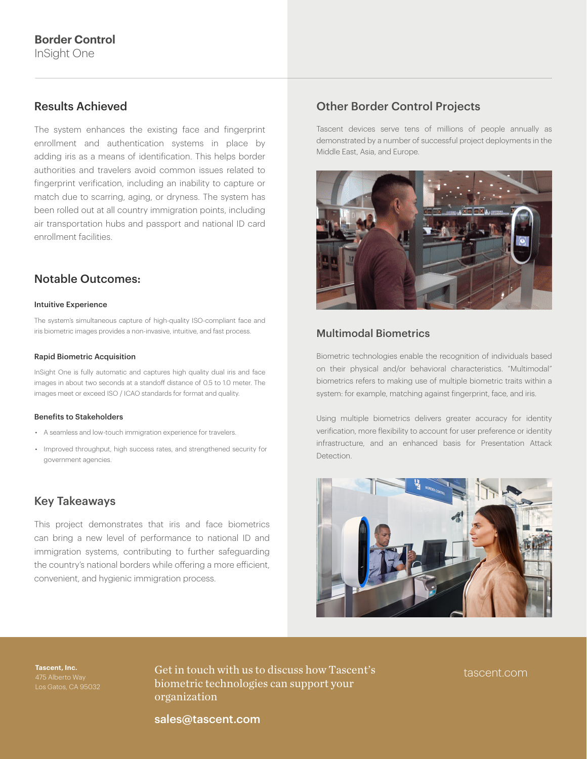**Border Control**
InSight One

## Results Achieved

The system enhances the existing face and fingerprint enrollment and authentication systems in place by adding iris as a means of identification. This helps border authorities and travelers avoid common issues related to fingerprint verification, including an inability to capture or match due to scarring, aging, or dryness. The system has been rolled out at all country immigration points, including air transportation hubs and passport and national ID card enrollment facilities.

## Notable Outcomes:

#### Intuitive Experience

The system's simultaneous capture of high-quality ISO-compliant face and iris biometric images provides a non-invasive, intuitive, and fast process.

#### Rapid Biometric Acquisition

InSight One is fully automatic and captures high quality dual iris and face images in about two seconds at a standoff distance of 0.5 to 1.0 meter. The images meet or exceed ISO / ICAO standards for format and quality.

#### Benefits to Stakeholders

- A seamless and low-touch immigration experience for travelers.
- Improved throughput, high success rates, and strengthened security for government agencies.

## Key Takeaways

This project demonstrates that iris and face biometrics can bring a new level of performance to national ID and immigration systems, contributing to further safeguarding the country's national borders while offering a more efficient, convenient, and hygienic immigration process.

## Other Border Control Projects

Tascent devices serve tens of millions of people annually as demonstrated by a number of successful project deployments in the Middle East, Asia, and Europe.

## Multimodal Biometrics

Biometric technologies enable the recognition of individuals based on their physical and/or behavioral characteristics. "Multimodal" biometrics refers to making use of multiple biometric traits within a system: for example, matching against fingerprint, face, and iris.

Using multiple biometrics delivers greater accuracy for identity verification, more flexibility to account for user preference or identity infrastructure, and an enhanced basis for Presentation Attack Detection.

**Tascent, Inc.**
475 Alberto Way
Los Gatos, CA 95032

Get in touch with us to discuss how Tascent's biometric technologies can support your organization

**sales@tascent.com**

tascent.com